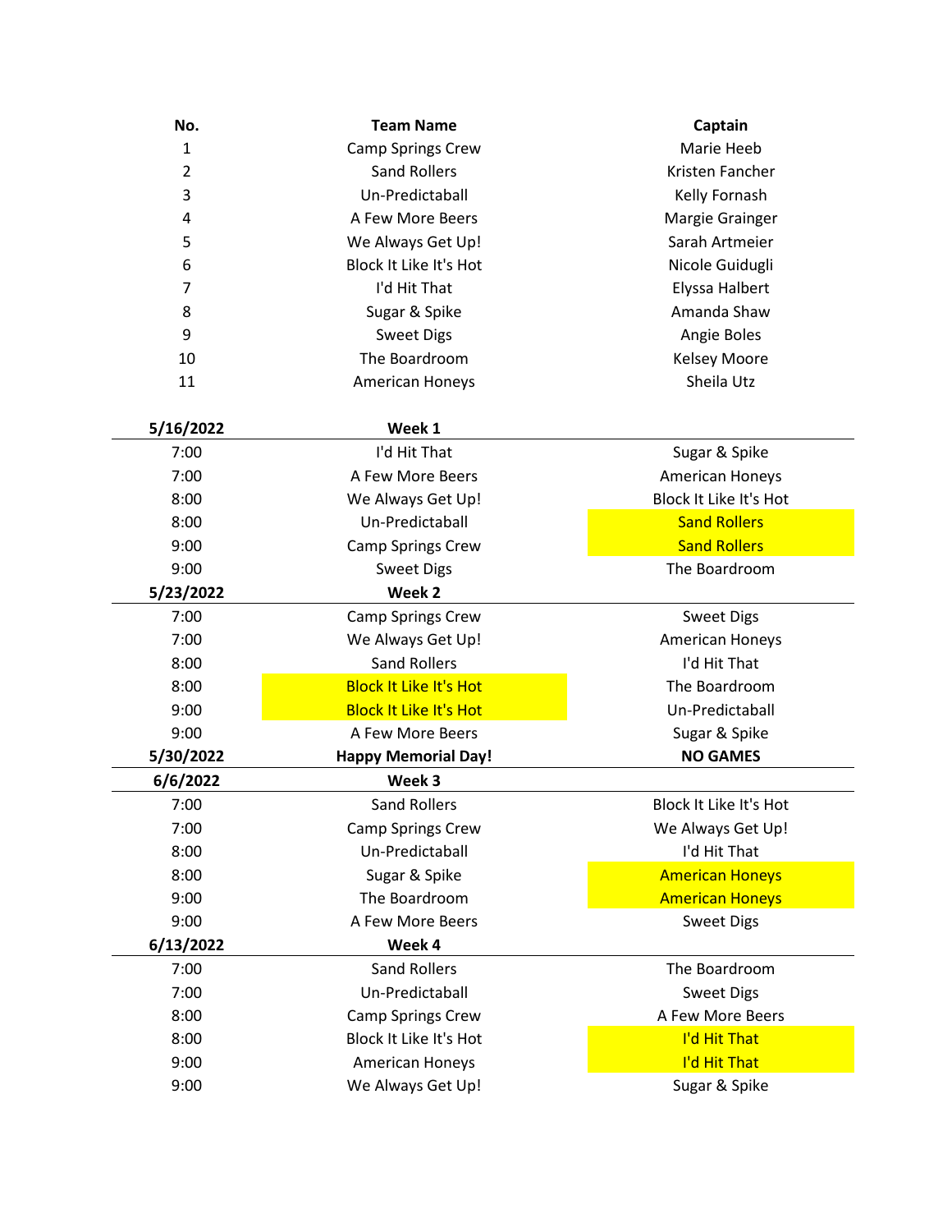| No. | Team Name | Captain |
|---|---|---|
| 1 | Camp Springs Crew | Marie Heeb |
| 2 | Sand Rollers | Kristen Fancher |
| 3 | Un-Predictaball | Kelly Fornash |
| 4 | A Few More Beers | Margie Grainger |
| 5 | We Always Get Up! | Sarah Artmeier |
| 6 | Block It Like It's Hot | Nicole Guidugli |
| 7 | I'd Hit That | Elyssa Halbert |
| 8 | Sugar & Spike | Amanda Shaw |
| 9 | Sweet Digs | Angie Boles |
| 10 | The Boardroom | Kelsey Moore |
| 11 | American Honeys | Sheila Utz |

| **5/16/2022** | **Week 1** | |
|---|---|---|
| 7:00 | I'd Hit That | Sugar & Spike |
| 7:00 | A Few More Beers | American Honeys |
| 8:00 | We Always Get Up! | Block It Like It's Hot |
| 8:00 | Un-Predictaball | Sand Rollers |
| 9:00 | Camp Springs Crew | Sand Rollers |
| 9:00 | Sweet Digs | The Boardroom |
| **5/23/2022** | **Week 2** | |
| 7:00 | Camp Springs Crew | Sweet Digs |
| 7:00 | We Always Get Up! | American Honeys |
| 8:00 | Sand Rollers | I'd Hit That |
| 8:00 | Block It Like It's Hot | The Boardroom |
| 9:00 | Block It Like It's Hot | Un-Predictaball |
| 9:00 | A Few More Beers | Sugar & Spike |
| **5/30/2022** | **Happy Memorial Day!** | **NO GAMES** |
| **6/6/2022** | **Week 3** | |
| 7:00 | Sand Rollers | Block It Like It's Hot |
| 7:00 | Camp Springs Crew | We Always Get Up! |
| 8:00 | Un-Predictaball | I'd Hit That |
| 8:00 | Sugar & Spike | American Honeys |
| 9:00 | The Boardroom | American Honeys |
| 9:00 | A Few More Beers | Sweet Digs |
| **6/13/2022** | **Week 4** | |
| 7:00 | Sand Rollers | The Boardroom |
| 7:00 | Un-Predictaball | Sweet Digs |
| 8:00 | Camp Springs Crew | A Few More Beers |
| 8:00 | Block It Like It's Hot | I'd Hit That |
| 9:00 | American Honeys | I'd Hit That |
| 9:00 | We Always Get Up! | Sugar & Spike |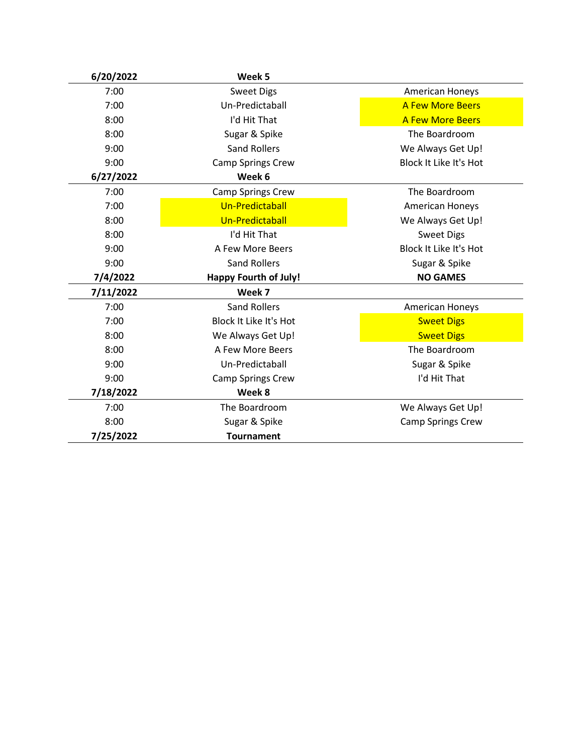| | | |
|---|---|---|
| **6/20/2022** | **Week 5** | |
| 7:00 | Sweet Digs | American Honeys |
| 7:00 | Un-Predictaball | A Few More Beers |
| 8:00 | I'd Hit That | A Few More Beers |
| 8:00 | Sugar & Spike | The Boardroom |
| 9:00 | Sand Rollers | We Always Get Up! |
| 9:00 | Camp Springs Crew | Block It Like It's Hot |
| **6/27/2022** | **Week 6** | |
| 7:00 | Camp Springs Crew | The Boardroom |
| 7:00 | Un-Predictaball | American Honeys |
| 8:00 | Un-Predictaball | We Always Get Up! |
| 8:00 | I'd Hit That | Sweet Digs |
| 9:00 | A Few More Beers | Block It Like It's Hot |
| 9:00 | Sand Rollers | Sugar & Spike |
| **7/4/2022** | **Happy Fourth of July!** | **NO GAMES** |
| **7/11/2022** | **Week 7** | |
| 7:00 | Sand Rollers | American Honeys |
| 7:00 | Block It Like It's Hot | Sweet Digs |
| 8:00 | We Always Get Up! | Sweet Digs |
| 8:00 | A Few More Beers | The Boardroom |
| 9:00 | Un-Predictaball | Sugar & Spike |
| 9:00 | Camp Springs Crew | I'd Hit That |
| **7/18/2022** | **Week 8** | |
| 7:00 | The Boardroom | We Always Get Up! |
| 8:00 | Sugar & Spike | Camp Springs Crew |
| **7/25/2022** | **Tournament** | |